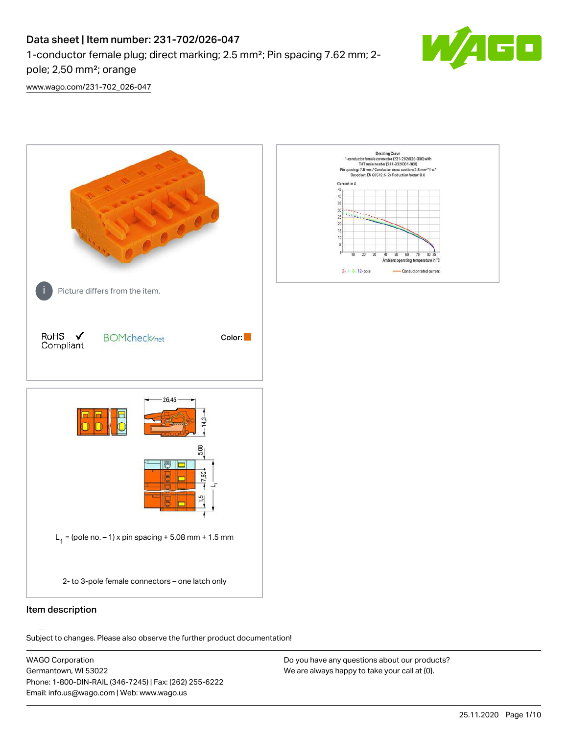# Data sheet | Item number: 231-702/026-047

1-conductor female plug; direct marking; 2.5 mm²; Pin spacing 7.62 mm; 2-pole; 2,50 mm²; orange

www.wago.com/231-702_026-047

Picture differs from the item.

RoHS ✓ Compliant

BOMcheck.net

Color:

Derating Curve
1-conductor female connector (231-202/026-000) with THT male header (231-832/001-000)
Pin spacing: 7.5 mm / Conductor cross-section: 2.5 mm² "f-st"
Based on: EN 60512-5-2 / Reduction factor: 0.8

Current in A

Ambient operating temperature in °C

2-, 4-, 6-, 12-pole — Conductor rated current

26.45

14.3

5.08

7.62

1.5

L1

$L_1$ = (pole no. – 1) x pin spacing + 5.08 mm + 1.5 mm

2- to 3-pole female connectors – one latch only

## Item description

Subject to changes. Please also observe the further product documentation!

WAGO Corporation
Germantown, WI 53022
Phone: 1-800-DIN-RAIL (346-7245) | Fax: (262) 255-6222
Email: info.us@wago.com | Web: www.wago.us

Do you have any questions about our products?
We are always happy to take your call at {0}.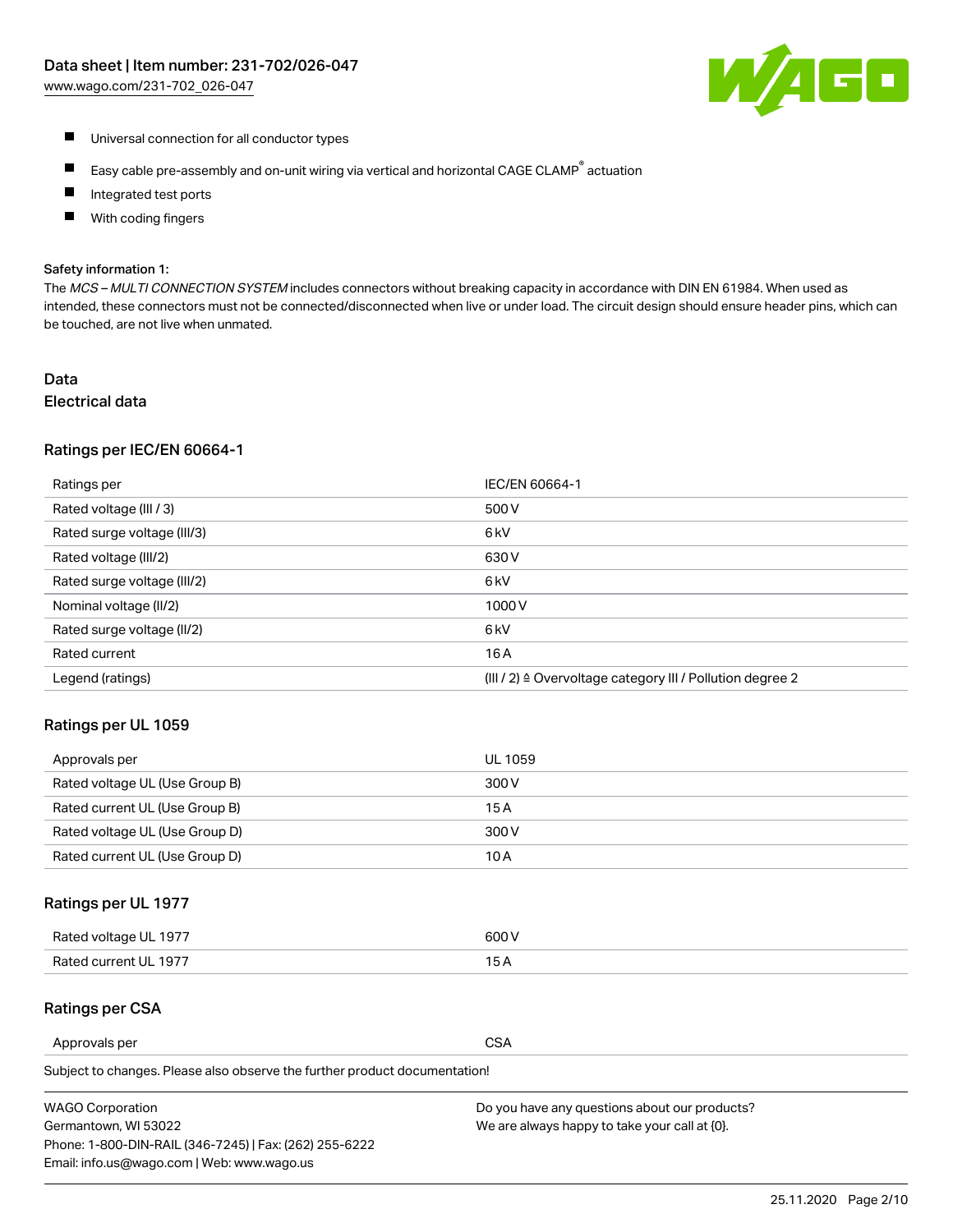- Universal connection for all conductor types
- Easy cable pre-assembly and on-unit wiring via vertical and horizontal CAGE CLAMP® actuation
- Integrated test ports
- With coding fingers

Safety information 1:

The *MCS – MULTI CONNECTION SYSTEM* includes connectors without breaking capacity in accordance with DIN EN 61984. When used as intended, these connectors must not be connected/disconnected when live or under load. The circuit design should ensure header pins, which can be touched, are not live when unmated.

## Data

### Electrical data

### Ratings per IEC/EN 60664-1

| Ratings per | IEC/EN 60664-1 |
| --- | --- |
| Rated voltage (III / 3) | 500 V |
| Rated surge voltage (III/3) | 6 kV |
| Rated voltage (III/2) | 630 V |
| Rated surge voltage (III/2) | 6 kV |
| Nominal voltage (II/2) | 1000 V |
| Rated surge voltage (II/2) | 6 kV |
| Rated current | 16 A |
| Legend (ratings) | (III / 2) ≙ Overvoltage category III / Pollution degree 2 |

### Ratings per UL 1059

| Approvals per | UL 1059 |
| --- | --- |
| Rated voltage UL (Use Group B) | 300 V |
| Rated current UL (Use Group B) | 15 A |
| Rated voltage UL (Use Group D) | 300 V |
| Rated current UL (Use Group D) | 10 A |

### Ratings per UL 1977

| Rated voltage UL 1977 | 600 V |
| --- | --- |
| Rated current UL 1977 | 15 A |

### Ratings per CSA

| Approvals per | CSA |
| --- | --- |

Subject to changes. Please also observe the further product documentation!

WAGO Corporation
Germantown, WI 53022
Phone: 1-800-DIN-RAIL (346-7245) | Fax: (262) 255-6222
Email: info.us@wago.com | Web: www.wago.us

Do you have any questions about our products?
We are always happy to take your call at {0}.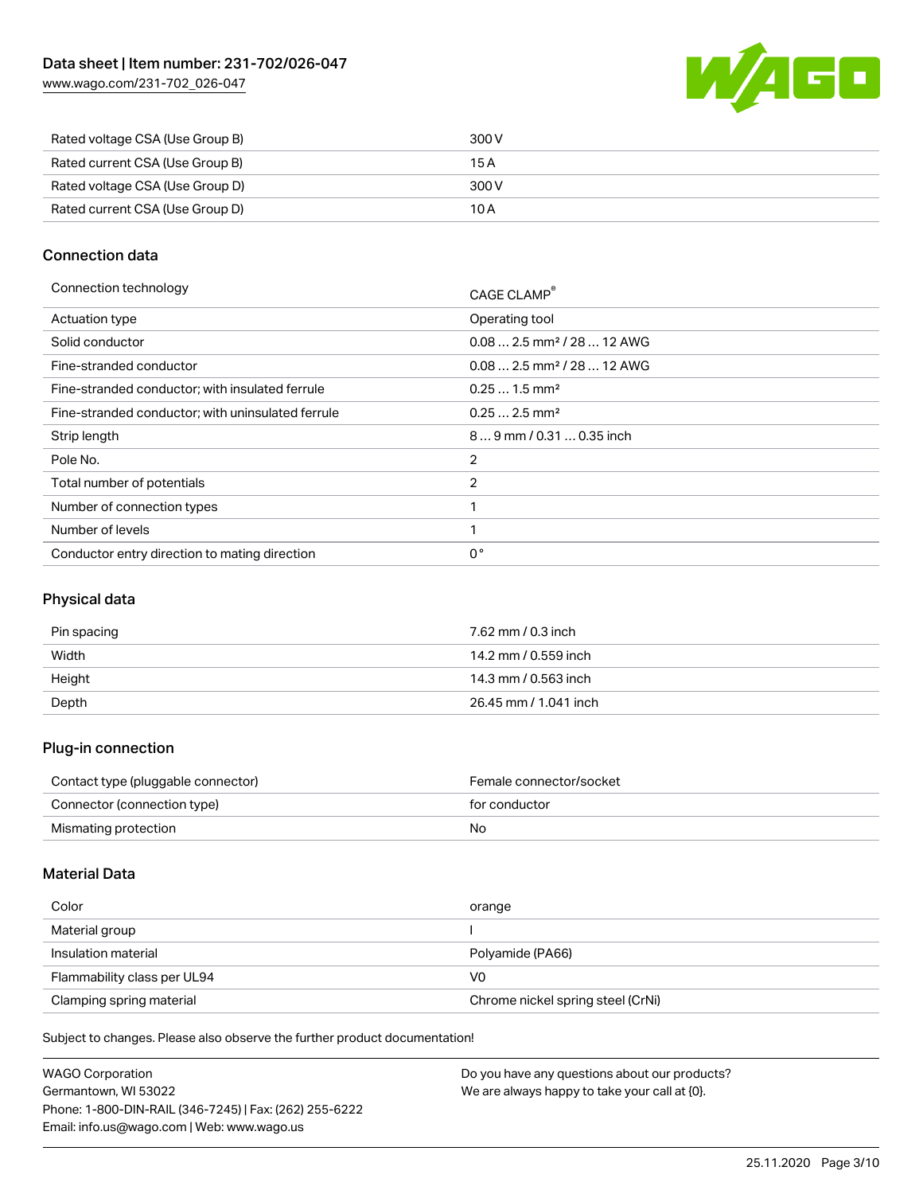| Rated voltage CSA (Use Group B) | 300 V |
|---|---|
| Rated current CSA (Use Group B) | 15 A |
| Rated voltage CSA (Use Group D) | 300 V |
| Rated current CSA (Use Group D) | 10 A |

## Connection data

| Connection technology | CAGE CLAMP® |
|---|---|
| Actuation type | Operating tool |
| Solid conductor | 0.08 … 2.5 mm² / 28 … 12 AWG |
| Fine-stranded conductor | 0.08 … 2.5 mm² / 28 … 12 AWG |
| Fine-stranded conductor; with insulated ferrule | 0.25 … 1.5 mm² |
| Fine-stranded conductor; with uninsulated ferrule | 0.25 … 2.5 mm² |
| Strip length | 8 … 9 mm / 0.31 … 0.35 inch |
| Pole No. | 2 |
| Total number of potentials | 2 |
| Number of connection types | 1 |
| Number of levels | 1 |
| Conductor entry direction to mating direction | 0 ° |

## Physical data

| Pin spacing | 7.62 mm / 0.3 inch |
|---|---|
| Width | 14.2 mm / 0.559 inch |
| Height | 14.3 mm / 0.563 inch |
| Depth | 26.45 mm / 1.041 inch |

## Plug-in connection

| Contact type (pluggable connector) | Female connector/socket |
|---|---|
| Connector (connection type) | for conductor |
| Mismating protection | No |

## Material Data

| Color | orange |
|---|---|
| Material group | I |
| Insulation material | Polyamide (PA66) |
| Flammability class per UL94 | V0 |
| Clamping spring material | Chrome nickel spring steel (CrNi) |

Subject to changes. Please also observe the further product documentation!

WAGO Corporation
Germantown, WI 53022
Phone: 1-800-DIN-RAIL (346-7245) | Fax: (262) 255-6222
Email: info.us@wago.com | Web: www.wago.us

Do you have any questions about our products?
We are always happy to take your call at {0}.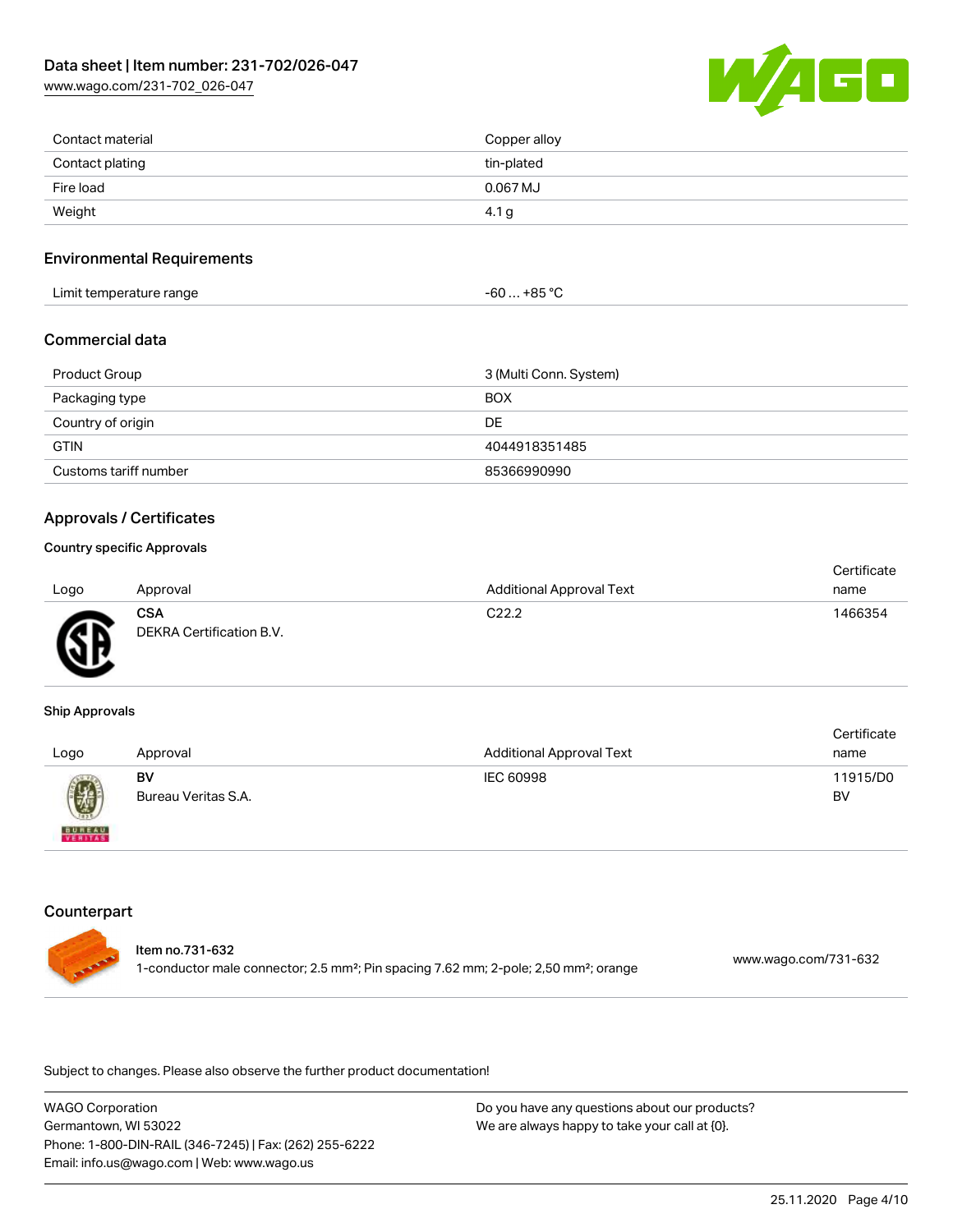| | |
|---|---|
| Contact material | Copper alloy |
| Contact plating | tin-plated |
| Fire load | 0.067 MJ |
| Weight | 4.1 g |

## Environmental Requirements

| | |
|---|---|
| Limit temperature range | -60 … +85 °C |

## Commercial data

| | |
|---|---|
| Product Group | 3 (Multi Conn. System) |
| Packaging type | BOX |
| Country of origin | DE |
| GTIN | 4044918351485 |
| Customs tariff number | 85366990990 |

## Approvals / Certificates

### Country specific Approvals

| Logo | Approval | Additional Approval Text | Certificate name |
|---|---|---|---|
| | **CSA** DEKRA Certification B.V. | C22.2 | 1466354 |

### Ship Approvals

| Logo | Approval | Additional Approval Text | Certificate name |
|---|---|---|---|
| | **BV** Bureau Veritas S.A. | IEC 60998 | 11915/D0 BV |

## Counterpart

**Item no.731-632**
1-conductor male connector; 2.5 mm²; Pin spacing 7.62 mm; 2-pole; 2,50 mm²; orange
www.wago.com/731-632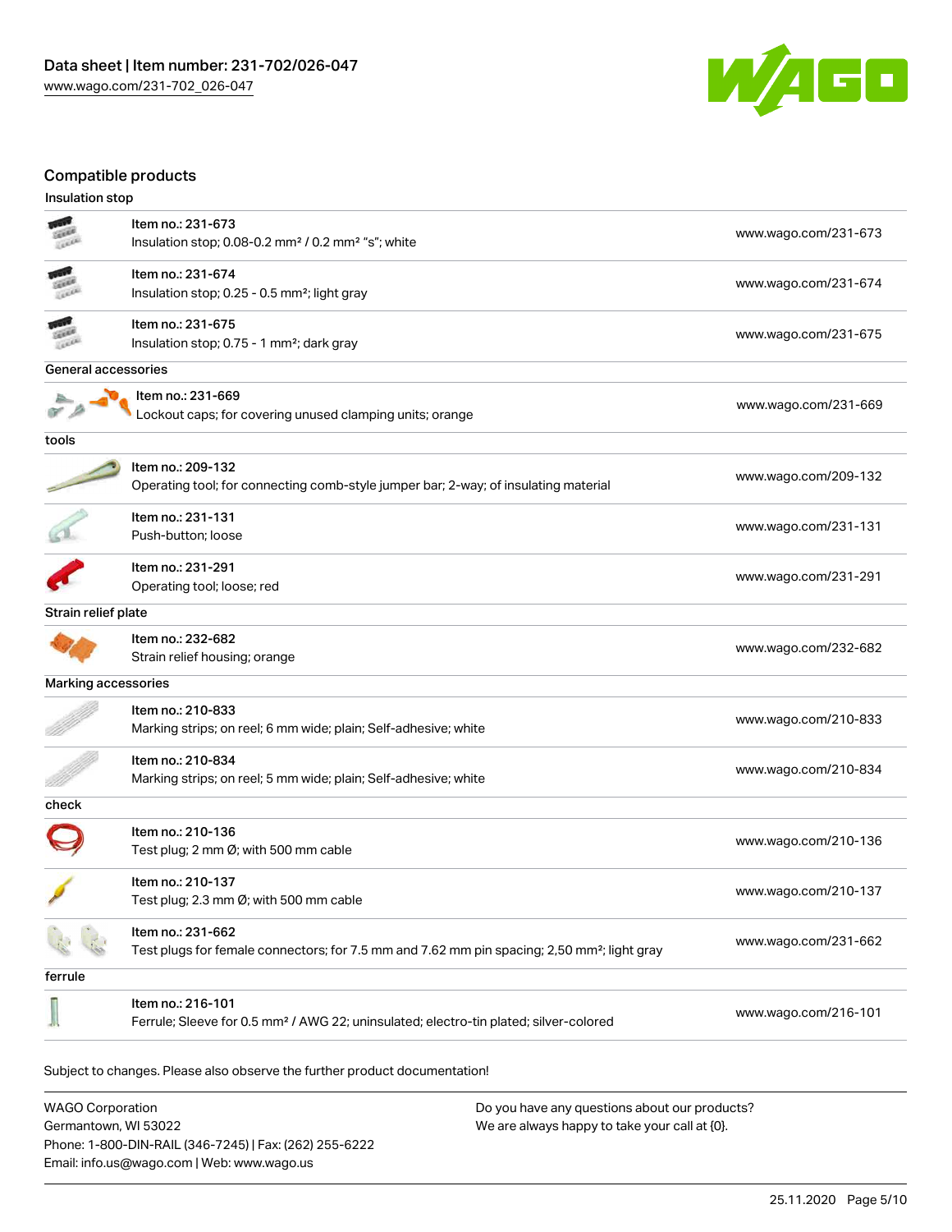## Compatible products

### Insulation stop

| | |
|---|---|
| Item no.: 231-673<br>Insulation stop; 0.08-0.2 mm² / 0.2 mm² "s"; white | www.wago.com/231-673 |
| Item no.: 231-674<br>Insulation stop; 0.25 - 0.5 mm²; light gray | www.wago.com/231-674 |
| Item no.: 231-675<br>Insulation stop; 0.75 - 1 mm²; dark gray | www.wago.com/231-675 |

### General accessories

| | |
|---|---|
| Item no.: 231-669<br>Lockout caps; for covering unused clamping units; orange | www.wago.com/231-669 |

### tools

| | |
|---|---|
| Item no.: 209-132<br>Operating tool; for connecting comb-style jumper bar; 2-way; of insulating material | www.wago.com/209-132 |
| Item no.: 231-131<br>Push-button; loose | www.wago.com/231-131 |
| Item no.: 231-291<br>Operating tool; loose; red | www.wago.com/231-291 |

### Strain relief plate

| | |
|---|---|
| Item no.: 232-682<br>Strain relief housing; orange | www.wago.com/232-682 |

### Marking accessories

| | |
|---|---|
| Item no.: 210-833<br>Marking strips; on reel; 6 mm wide; plain; Self-adhesive; white | www.wago.com/210-833 |
| Item no.: 210-834<br>Marking strips; on reel; 5 mm wide; plain; Self-adhesive; white | www.wago.com/210-834 |

### check

| | |
|---|---|
| Item no.: 210-136<br>Test plug; 2 mm Ø; with 500 mm cable | www.wago.com/210-136 |
| Item no.: 210-137<br>Test plug; 2.3 mm Ø; with 500 mm cable | www.wago.com/210-137 |
| Item no.: 231-662<br>Test plugs for female connectors; for 7.5 mm and 7.62 mm pin spacing; 2,50 mm²; light gray | www.wago.com/231-662 |

### ferrule

| | |
|---|---|
| Item no.: 216-101<br>Ferrule; Sleeve for 0.5 mm² / AWG 22; uninsulated; electro-tin plated; silver-colored | www.wago.com/216-101 |

Subject to changes. Please also observe the further product documentation!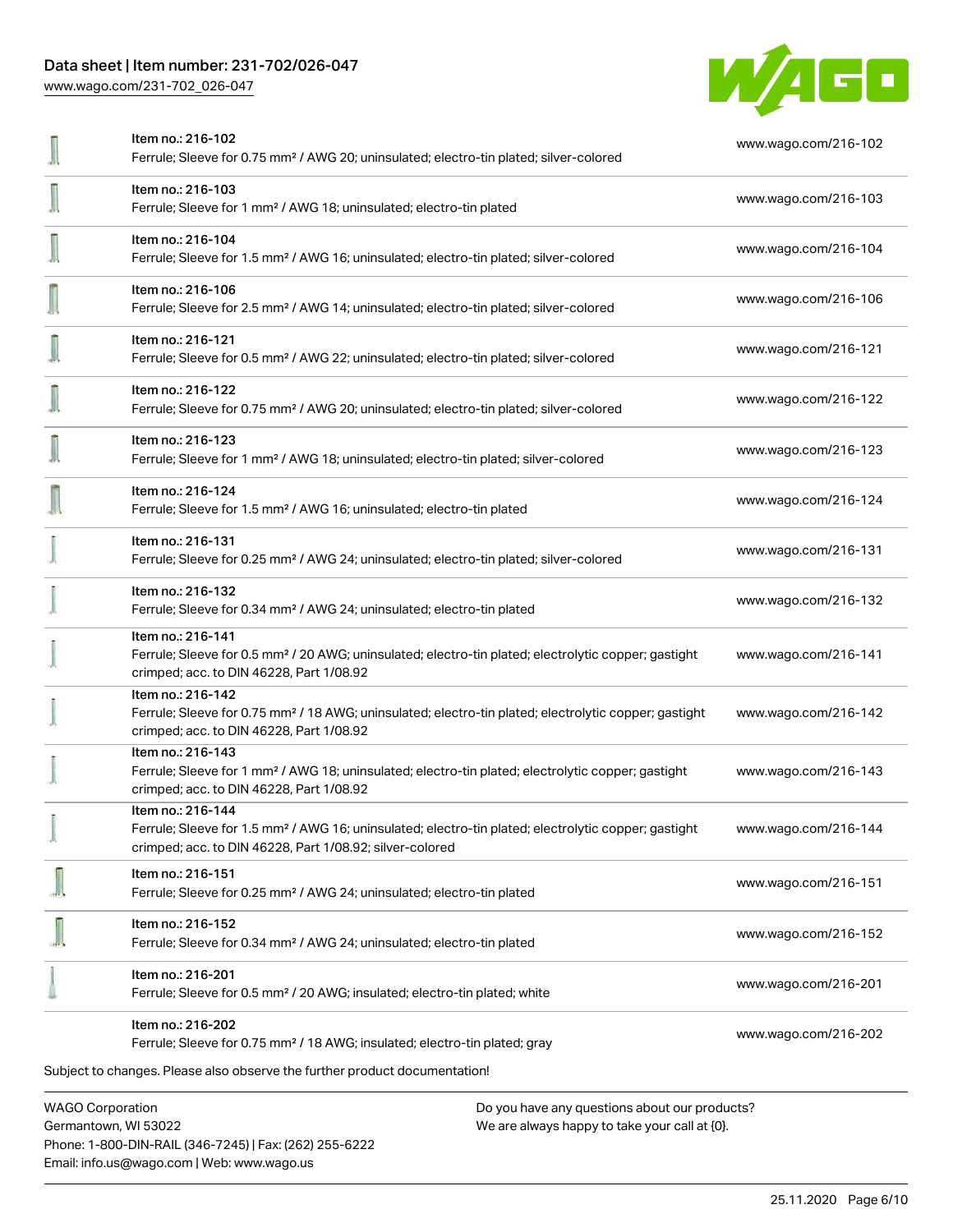| Item | Link |
|---|---|
| Item no.: 216-102<br>Ferrule; Sleeve for 0.75 mm² / AWG 20; uninsulated; electro-tin plated; silver-colored | www.wago.com/216-102 |
| Item no.: 216-103<br>Ferrule; Sleeve for 1 mm² / AWG 18; uninsulated; electro-tin plated | www.wago.com/216-103 |
| Item no.: 216-104<br>Ferrule; Sleeve for 1.5 mm² / AWG 16; uninsulated; electro-tin plated; silver-colored | www.wago.com/216-104 |
| Item no.: 216-106<br>Ferrule; Sleeve for 2.5 mm² / AWG 14; uninsulated; electro-tin plated; silver-colored | www.wago.com/216-106 |
| Item no.: 216-121<br>Ferrule; Sleeve for 0.5 mm² / AWG 22; uninsulated; electro-tin plated; silver-colored | www.wago.com/216-121 |
| Item no.: 216-122<br>Ferrule; Sleeve for 0.75 mm² / AWG 20; uninsulated; electro-tin plated; silver-colored | www.wago.com/216-122 |
| Item no.: 216-123<br>Ferrule; Sleeve for 1 mm² / AWG 18; uninsulated; electro-tin plated; silver-colored | www.wago.com/216-123 |
| Item no.: 216-124<br>Ferrule; Sleeve for 1.5 mm² / AWG 16; uninsulated; electro-tin plated | www.wago.com/216-124 |
| Item no.: 216-131<br>Ferrule; Sleeve for 0.25 mm² / AWG 24; uninsulated; electro-tin plated; silver-colored | www.wago.com/216-131 |
| Item no.: 216-132<br>Ferrule; Sleeve for 0.34 mm² / AWG 24; uninsulated; electro-tin plated | www.wago.com/216-132 |
| Item no.: 216-141<br>Ferrule; Sleeve for 0.5 mm² / 20 AWG; uninsulated; electro-tin plated; electrolytic copper; gastight crimped; acc. to DIN 46228, Part 1/08.92 | www.wago.com/216-141 |
| Item no.: 216-142<br>Ferrule; Sleeve for 0.75 mm² / 18 AWG; uninsulated; electro-tin plated; electrolytic copper; gastight crimped; acc. to DIN 46228, Part 1/08.92 | www.wago.com/216-142 |
| Item no.: 216-143<br>Ferrule; Sleeve for 1 mm² / AWG 18; uninsulated; electro-tin plated; electrolytic copper; gastight crimped; acc. to DIN 46228, Part 1/08.92 | www.wago.com/216-143 |
| Item no.: 216-144<br>Ferrule; Sleeve for 1.5 mm² / AWG 16; uninsulated; electro-tin plated; electrolytic copper; gastight crimped; acc. to DIN 46228, Part 1/08.92; silver-colored | www.wago.com/216-144 |
| Item no.: 216-151<br>Ferrule; Sleeve for 0.25 mm² / AWG 24; uninsulated; electro-tin plated | www.wago.com/216-151 |
| Item no.: 216-152<br>Ferrule; Sleeve for 0.34 mm² / AWG 24; uninsulated; electro-tin plated | www.wago.com/216-152 |
| Item no.: 216-201<br>Ferrule; Sleeve for 0.5 mm² / 20 AWG; insulated; electro-tin plated; white | www.wago.com/216-201 |
| Item no.: 216-202<br>Ferrule; Sleeve for 0.75 mm² / 18 AWG; insulated; electro-tin plated; gray | www.wago.com/216-202 |

Subject to changes. Please also observe the further product documentation!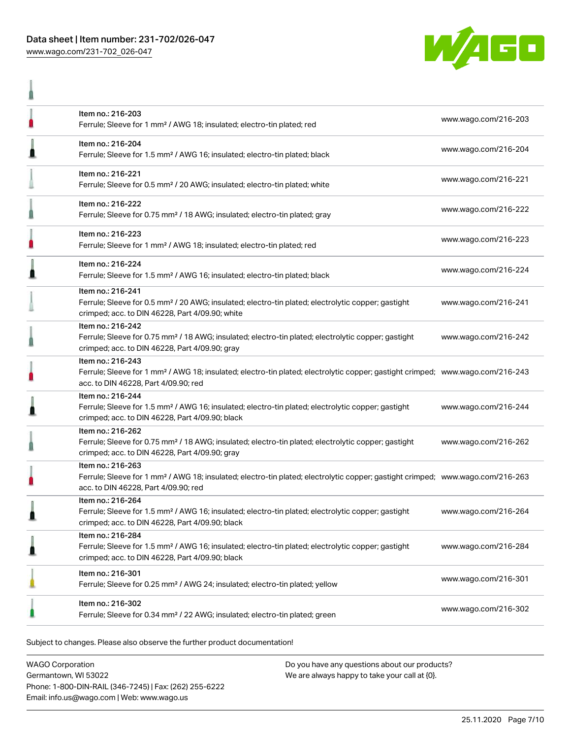| | | |
|---|---|---|
| | Item no.: 216-203<br>Ferrule; Sleeve for 1 mm² / AWG 18; insulated; electro-tin plated; red | www.wago.com/216-203 |
| | Item no.: 216-204<br>Ferrule; Sleeve for 1.5 mm² / AWG 16; insulated; electro-tin plated; black | www.wago.com/216-204 |
| | Item no.: 216-221<br>Ferrule; Sleeve for 0.5 mm² / 20 AWG; insulated; electro-tin plated; white | www.wago.com/216-221 |
| | Item no.: 216-222<br>Ferrule; Sleeve for 0.75 mm² / 18 AWG; insulated; electro-tin plated; gray | www.wago.com/216-222 |
| | Item no.: 216-223<br>Ferrule; Sleeve for 1 mm² / AWG 18; insulated; electro-tin plated; red | www.wago.com/216-223 |
| | Item no.: 216-224<br>Ferrule; Sleeve for 1.5 mm² / AWG 16; insulated; electro-tin plated; black | www.wago.com/216-224 |
| | Item no.: 216-241<br>Ferrule; Sleeve for 0.5 mm² / 20 AWG; insulated; electro-tin plated; electrolytic copper; gastight crimped; acc. to DIN 46228, Part 4/09.90; white | www.wago.com/216-241 |
| | Item no.: 216-242<br>Ferrule; Sleeve for 0.75 mm² / 18 AWG; insulated; electro-tin plated; electrolytic copper; gastight crimped; acc. to DIN 46228, Part 4/09.90; gray | www.wago.com/216-242 |
| | Item no.: 216-243<br>Ferrule; Sleeve for 1 mm² / AWG 18; insulated; electro-tin plated; electrolytic copper; gastight crimped; acc. to DIN 46228, Part 4/09.90; red | www.wago.com/216-243 |
| | Item no.: 216-244<br>Ferrule; Sleeve for 1.5 mm² / AWG 16; insulated; electro-tin plated; electrolytic copper; gastight crimped; acc. to DIN 46228, Part 4/09.90; black | www.wago.com/216-244 |
| | Item no.: 216-262<br>Ferrule; Sleeve for 0.75 mm² / 18 AWG; insulated; electro-tin plated; electrolytic copper; gastight crimped; acc. to DIN 46228, Part 4/09.90; gray | www.wago.com/216-262 |
| | Item no.: 216-263<br>Ferrule; Sleeve for 1 mm² / AWG 18; insulated; electro-tin plated; electrolytic copper; gastight crimped; acc. to DIN 46228, Part 4/09.90; red | www.wago.com/216-263 |
| | Item no.: 216-264<br>Ferrule; Sleeve for 1.5 mm² / AWG 16; insulated; electro-tin plated; electrolytic copper; gastight crimped; acc. to DIN 46228, Part 4/09.90; black | www.wago.com/216-264 |
| | Item no.: 216-284<br>Ferrule; Sleeve for 1.5 mm² / AWG 16; insulated; electro-tin plated; electrolytic copper; gastight crimped; acc. to DIN 46228, Part 4/09.90; black | www.wago.com/216-284 |
| | Item no.: 216-301<br>Ferrule; Sleeve for 0.25 mm² / AWG 24; insulated; electro-tin plated; yellow | www.wago.com/216-301 |
| | Item no.: 216-302<br>Ferrule; Sleeve for 0.34 mm² / 22 AWG; insulated; electro-tin plated; green | www.wago.com/216-302 |

Subject to changes. Please also observe the further product documentation!

WAGO Corporation
Germantown, WI 53022
Phone: 1-800-DIN-RAIL (346-7245) | Fax: (262) 255-6222
Email: info.us@wago.com | Web: www.wago.us

Do you have any questions about our products?
We are always happy to take your call at {0}.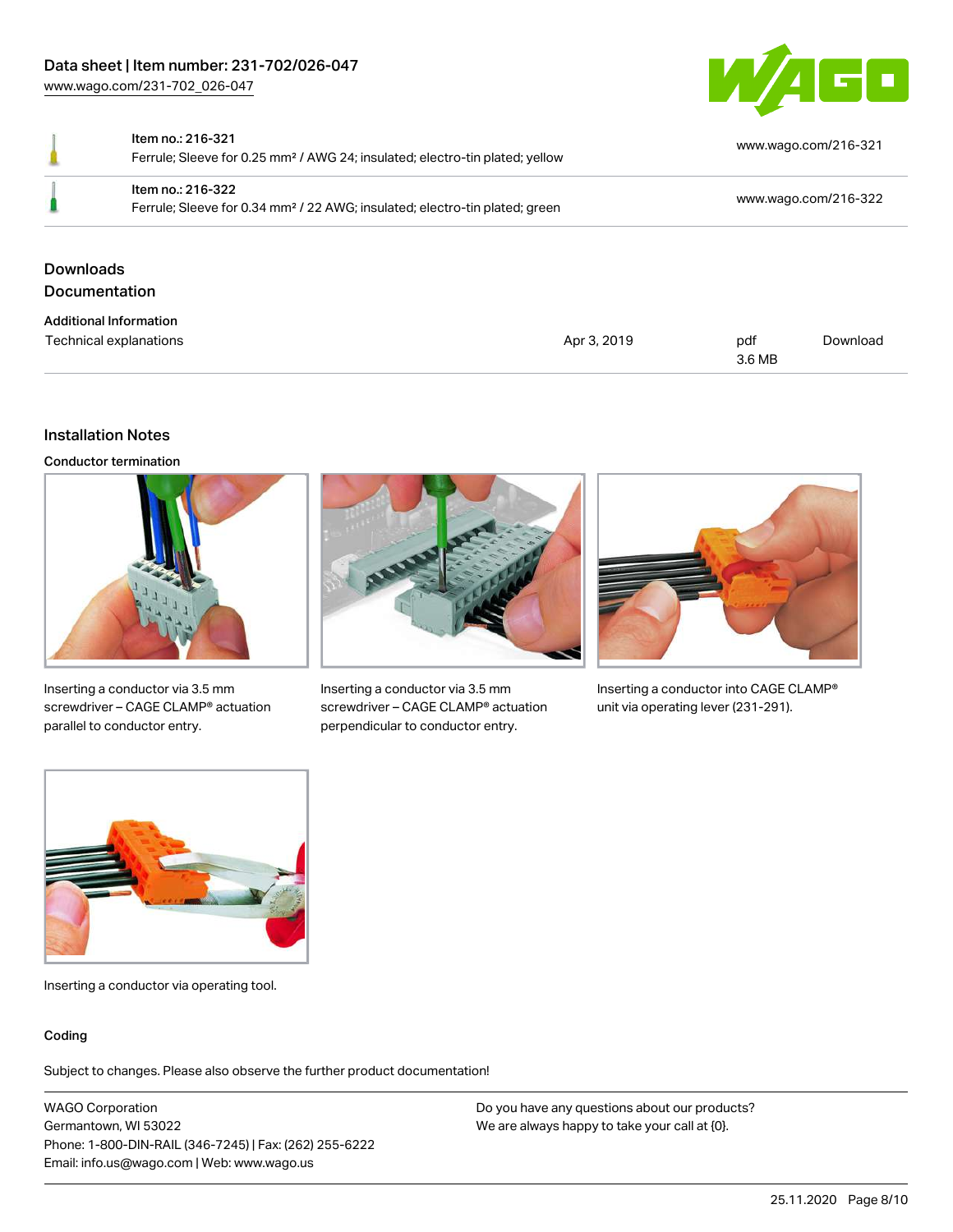| Item no.: 216-321<br>Ferrule; Sleeve for 0.25 mm² / AWG 24; insulated; electro-tin plated; yellow | www.wago.com/216-321 |
| --- | --- |
| Item no.: 216-322<br>Ferrule; Sleeve for 0.34 mm² / 22 AWG; insulated; electro-tin plated; green | www.wago.com/216-322 |

## Downloads

### Documentation

**Additional Information**

| Technical explanations | Apr 3, 2019 | pdf<br>3.6 MB | Download |
| --- | --- | --- | --- |

## Installation Notes

### Conductor termination

Inserting a conductor via 3.5 mm screwdriver – CAGE CLAMP® actuation parallel to conductor entry.

Inserting a conductor via 3.5 mm screwdriver – CAGE CLAMP® actuation perpendicular to conductor entry.

Inserting a conductor into CAGE CLAMP® unit via operating lever (231-291).

Inserting a conductor via operating tool.

### Coding

Subject to changes. Please also observe the further product documentation!

WAGO Corporation
Germantown, WI 53022
Phone: 1-800-DIN-RAIL (346-7245) | Fax: (262) 255-6222
Email: info.us@wago.com | Web: www.wago.us

Do you have any questions about our products?
We are always happy to take your call at {0}.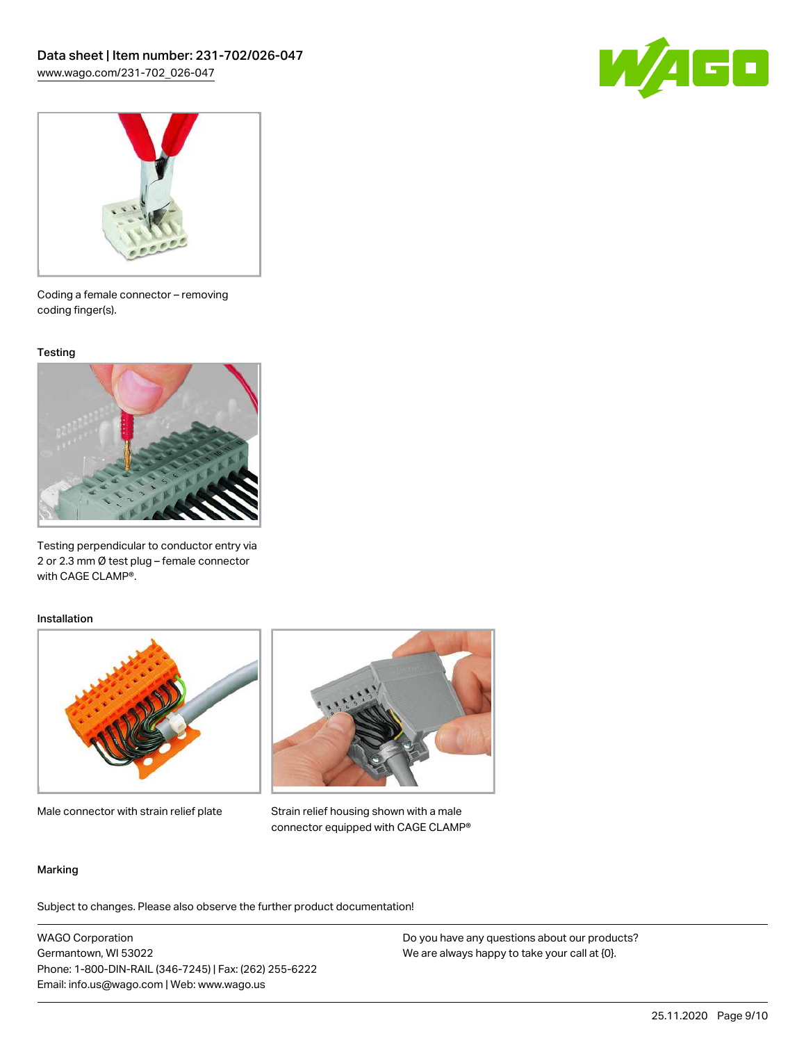Coding a female connector – removing coding finger(s).

### Testing

Testing perpendicular to conductor entry via 2 or 2.3 mm Ø test plug – female connector with CAGE CLAMP®.

### Installation

Male connector with strain relief plate

Strain relief housing shown with a male connector equipped with CAGE CLAMP®

### Marking

Subject to changes. Please also observe the further product documentation!

WAGO Corporation
Germantown, WI 53022
Phone: 1-800-DIN-RAIL (346-7245) | Fax: (262) 255-6222
Email: info.us@wago.com | Web: www.wago.us

Do you have any questions about our products?
We are always happy to take your call at {0}.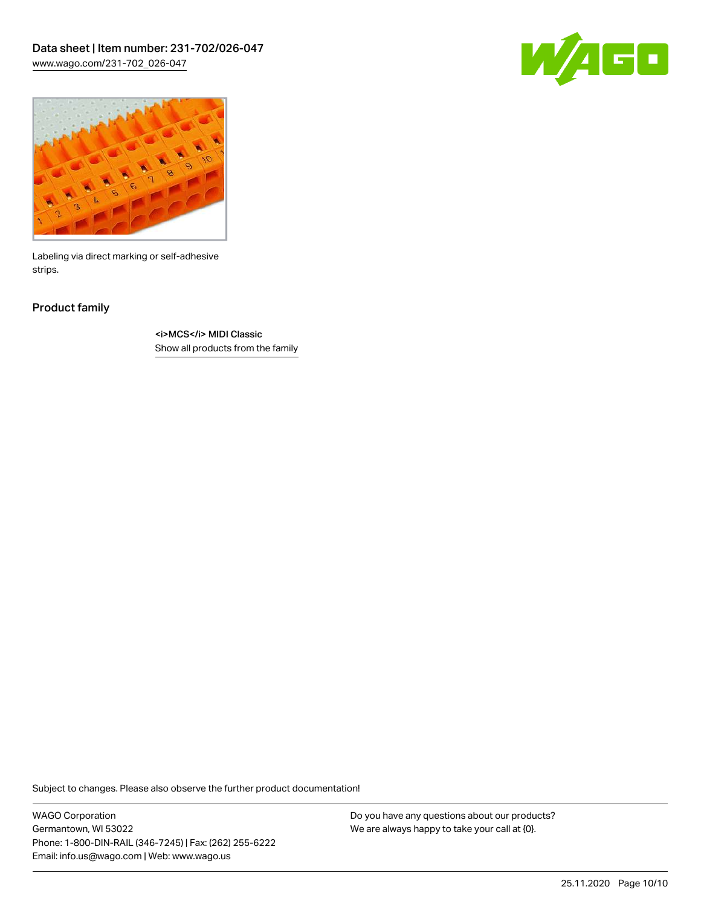Labeling via direct marking or self-adhesive strips.

## Product family

<i>MCS</i> MIDI Classic
Show all products from the family

Subject to changes. Please also observe the further product documentation!

WAGO Corporation
Germantown, WI 53022
Phone: 1-800-DIN-RAIL (346-7245) | Fax: (262) 255-6222
Email: info.us@wago.com | Web: www.wago.us

Do you have any questions about our products?
We are always happy to take your call at {0}.